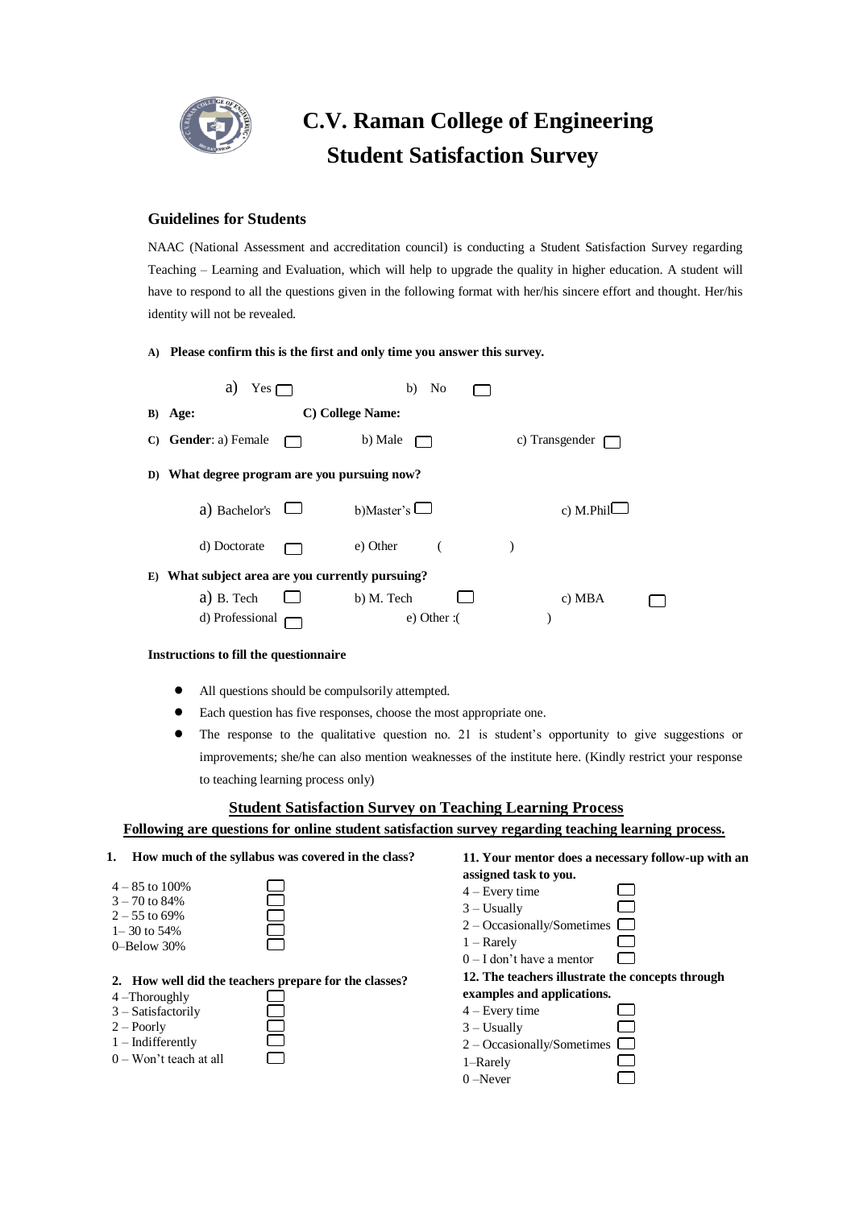# C.V. Raman College of Engineering
## Student Satisfaction Survey

### Guidelines for Students

NAAC (National Assessment and accreditation council) is conducting a Student Satisfaction Survey regarding Teaching – Learning and Evaluation, which will help to upgrade the quality in higher education. A student will have to respond to all the questions given in the following format with her/his sincere effort and thought. Her/his identity will not be revealed.

**A) Please confirm this is the first and only time you answer this survey.**

a) Yes ☐ b) No ☐

**B) Age:** **C) College Name:**

**C) Gender**: a) Female ☐ b) Male ☐ c) Transgender ☐

**D) What degree program are you pursuing now?**

a) Bachelor's ☐ b)Master's ☐ c) M.Phil ☐

d) Doctorate ☐ e) Other ( )

**E) What subject area are you currently pursuing?**

a) B. Tech ☐ b) M. Tech ☐ c) MBA ☐

d) Professional ☐ e) Other :( )

**Instructions to fill the questionnaire**

- All questions should be compulsorily attempted.
- Each question has five responses, choose the most appropriate one.
- The response to the qualitative question no. 21 is student's opportunity to give suggestions or improvements; she/he can also mention weaknesses of the institute here. (Kindly restrict your response to teaching learning process only)

**Student Satisfaction Survey on Teaching Learning Process**

**Following are questions for online student satisfaction survey regarding teaching learning process.**

**1. How much of the syllabus was covered in the class?**

4 – 85 to 100% ☐
3 – 70 to 84% ☐
2 – 55 to 69% ☐
1– 30 to 54% ☐
0–Below 30% ☐

**2. How well did the teachers prepare for the classes?**

4 –Thoroughly ☐
3 – Satisfactorily ☐
2 – Poorly ☐
1 – Indifferently ☐
0 – Won't teach at all ☐

**11. Your mentor does a necessary follow-up with an assigned task to you.**

4 – Every time ☐
3 – Usually ☐
2 – Occasionally/Sometimes ☐
1 – Rarely ☐
0 – I don't have a mentor ☐

**12. The teachers illustrate the concepts through examples and applications.**

4 – Every time ☐
3 – Usually ☐
2 – Occasionally/Sometimes ☐
1–Rarely ☐
0 –Never ☐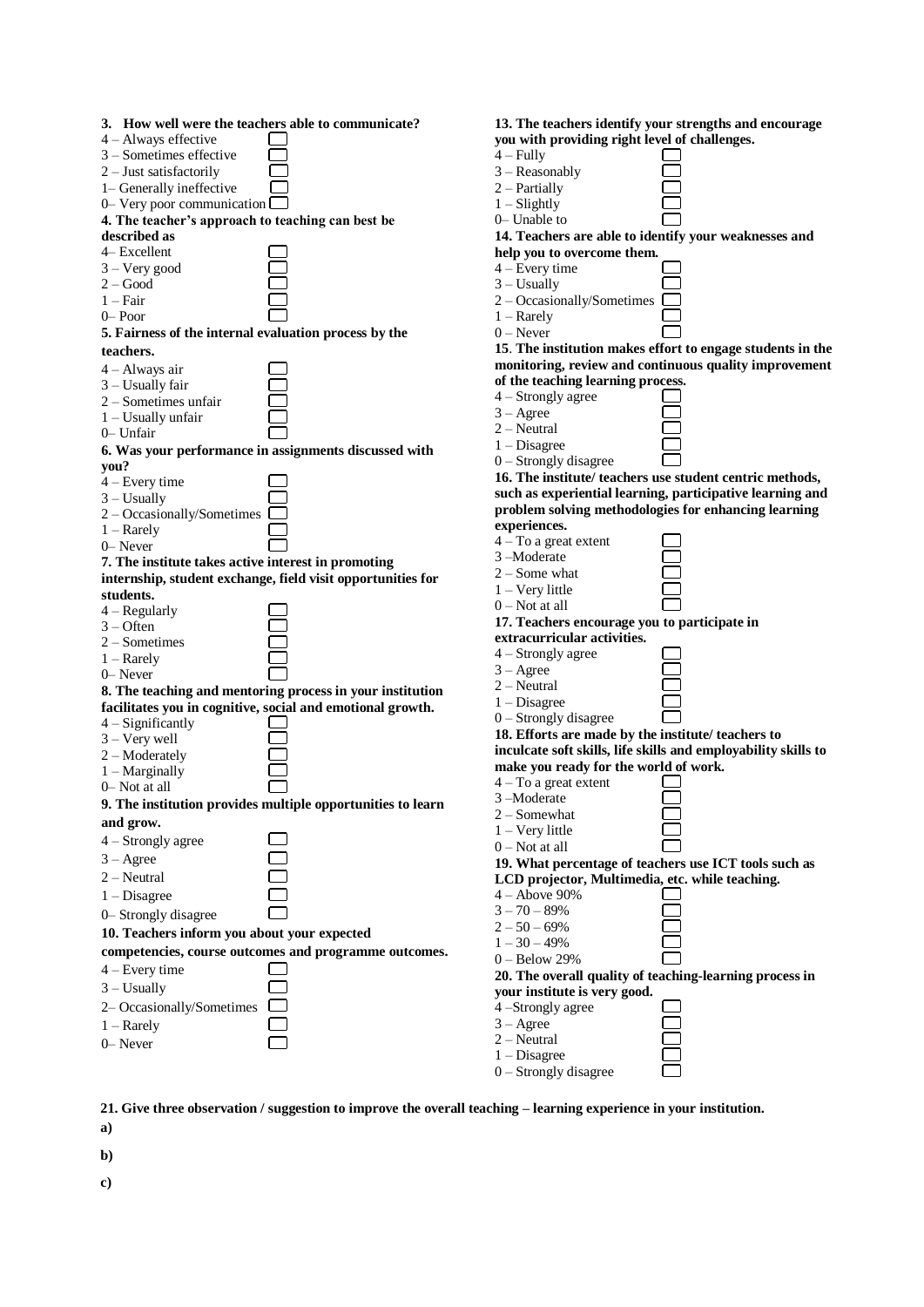**3. How well were the teachers able to communicate?**

- 4 – Always effective
- 3 – Sometimes effective
- 2 – Just satisfactorily
- 1– Generally ineffective
- 0– Very poor communication

**4. The teacher's approach to teaching can best be described as**

- 4– Excellent
- 3 – Very good
- 2 – Good
- 1 – Fair
- 0– Poor

**5. Fairness of the internal evaluation process by the teachers.**

- 4 – Always air
- 3 – Usually fair
- 2 – Sometimes unfair
- 1 – Usually unfair
- 0– Unfair

**6. Was your performance in assignments discussed with you?**

- 4 – Every time
- 3 – Usually
- 2 – Occasionally/Sometimes
- 1 – Rarely
- 0– Never

**7. The institute takes active interest in promoting internship, student exchange, field visit opportunities for students.**

- 4 – Regularly
- 3 – Often
- 2 – Sometimes
- 1 – Rarely
- 0– Never

**8. The teaching and mentoring process in your institution facilitates you in cognitive, social and emotional growth.**

- 4 – Significantly
- 3 – Very well
- 2 – Moderately
- 1 – Marginally
- 0– Not at all

**9. The institution provides multiple opportunities to learn and grow.**

- 4 – Strongly agree
- 3 – Agree
- 2 – Neutral
- 1 – Disagree
- 0– Strongly disagree

**10. Teachers inform you about your expected competencies, course outcomes and programme outcomes.**

- 4 – Every time
- 3 – Usually
- 2– Occasionally/Sometimes
- 1 – Rarely
- 0– Never

**13. The teachers identify your strengths and encourage you with providing right level of challenges.**

- 4 – Fully
- 3 – Reasonably
- 2 – Partially
- 1 – Slightly
- 0– Unable to

**14. Teachers are able to identify your weaknesses and help you to overcome them.**

- 4 – Every time
- 3 – Usually
- 2 – Occasionally/Sometimes
- 1 – Rarely
- 0 – Never

**15. The institution makes effort to engage students in the monitoring, review and continuous quality improvement of the teaching learning process.**

- 4 – Strongly agree
- 3 – Agree
- 2 – Neutral
- 1 – Disagree
- 0 – Strongly disagree

**16. The institute/ teachers use student centric methods, such as experiential learning, participative learning and problem solving methodologies for enhancing learning experiences.**

- 4 – To a great extent
- 3 –Moderate
- 2 – Some what
- 1 – Very little
- 0 – Not at all

**17. Teachers encourage you to participate in extracurricular activities.**

- 4 – Strongly agree
- 3 – Agree
- 2 – Neutral
- 1 – Disagree
- 0 – Strongly disagree

**18. Efforts are made by the institute/ teachers to inculcate soft skills, life skills and employability skills to make you ready for the world of work.**

- 4 – To a great extent
- 3 –Moderate
- 2 – Somewhat
- 1 – Very little
- 0 – Not at all

**19. What percentage of teachers use ICT tools such as LCD projector, Multimedia, etc. while teaching.**

- 4 – Above 90%
- 3 – 70 – 89%
- 2 – 50 – 69%
- 1 – 30 – 49%
- 0 – Below 29%

**20. The overall quality of teaching-learning process in your institute is very good.**

- 4 –Strongly agree
- 3 – Agree
- 2 – Neutral
- 1 – Disagree
- 0 – Strongly disagree

**21. Give three observation / suggestion to improve the overall teaching – learning experience in your institution.**

**a)**

**b)**

**c)**